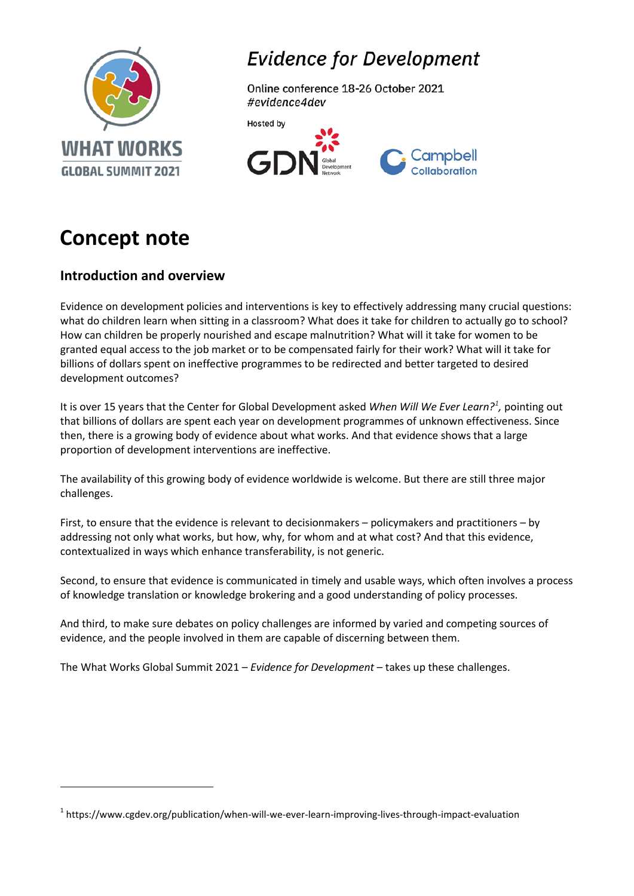WHAT WORKS
GLOBAL SUMMIT 2021

# *Evidence for Development*

Online conference 18-26 October 2021
*#evidence4dev*

Hosted by

GDN Global Development Network

Campbell Collaboration

# Concept note

## Introduction and overview

Evidence on development policies and interventions is key to effectively addressing many crucial questions: what do children learn when sitting in a classroom? What does it take for children to actually go to school? How can children be properly nourished and escape malnutrition? What will it take for women to be granted equal access to the job market or to be compensated fairly for their work? What will it take for billions of dollars spent on ineffective programmes to be redirected and better targeted to desired development outcomes?

It is over 15 years that the Center for Global Development asked *When Will We Ever Learn?*[1], pointing out that billions of dollars are spent each year on development programmes of unknown effectiveness. Since then, there is a growing body of evidence about what works. And that evidence shows that a large proportion of development interventions are ineffective.

The availability of this growing body of evidence worldwide is welcome. But there are still three major challenges.

First, to ensure that the evidence is relevant to decisionmakers – policymakers and practitioners – by addressing not only what works, but how, why, for whom and at what cost? And that this evidence, contextualized in ways which enhance transferability, is not generic.

Second, to ensure that evidence is communicated in timely and usable ways, which often involves a process of knowledge translation or knowledge brokering and a good understanding of policy processes.

And third, to make sure debates on policy challenges are informed by varied and competing sources of evidence, and the people involved in them are capable of discerning between them.

The What Works Global Summit 2021 – *Evidence for Development* – takes up these challenges.

---

[1] https://www.cgdev.org/publication/when-will-we-ever-learn-improving-lives-through-impact-evaluation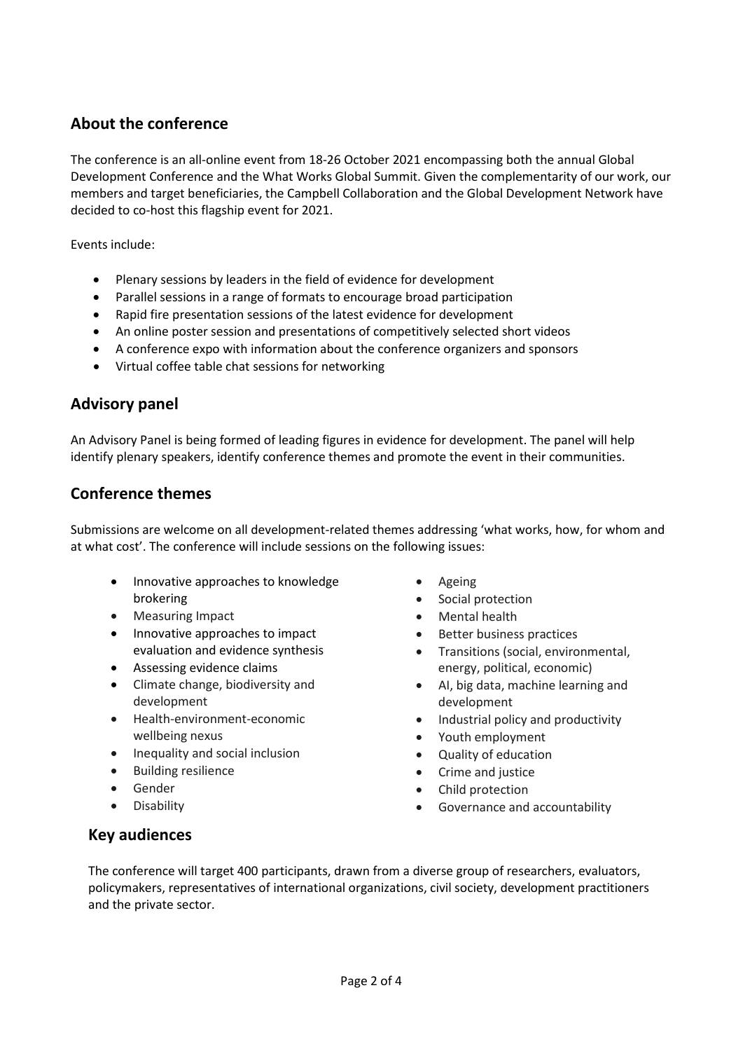## About the conference

The conference is an all-online event from 18-26 October 2021 encompassing both the annual Global Development Conference and the What Works Global Summit. Given the complementarity of our work, our members and target beneficiaries, the Campbell Collaboration and the Global Development Network have decided to co-host this flagship event for 2021.

Events include:

- Plenary sessions by leaders in the field of evidence for development
- Parallel sessions in a range of formats to encourage broad participation
- Rapid fire presentation sessions of the latest evidence for development
- An online poster session and presentations of competitively selected short videos
- A conference expo with information about the conference organizers and sponsors
- Virtual coffee table chat sessions for networking

## Advisory panel

An Advisory Panel is being formed of leading figures in evidence for development. The panel will help identify plenary speakers, identify conference themes and promote the event in their communities.

## Conference themes

Submissions are welcome on all development-related themes addressing 'what works, how, for whom and at what cost'. The conference will include sessions on the following issues:

- Innovative approaches to knowledge brokering
- Measuring Impact
- Innovative approaches to impact evaluation and evidence synthesis
- Assessing evidence claims
- Climate change, biodiversity and development
- Health-environment-economic wellbeing nexus
- Inequality and social inclusion
- Building resilience
- Gender
- Disability
- Ageing
- Social protection
- Mental health
- Better business practices
- Transitions (social, environmental, energy, political, economic)
- AI, big data, machine learning and development
- Industrial policy and productivity
- Youth employment
- Quality of education
- Crime and justice
- Child protection
- Governance and accountability

## Key audiences

The conference will target 400 participants, drawn from a diverse group of researchers, evaluators, policymakers, representatives of international organizations, civil society, development practitioners and the private sector.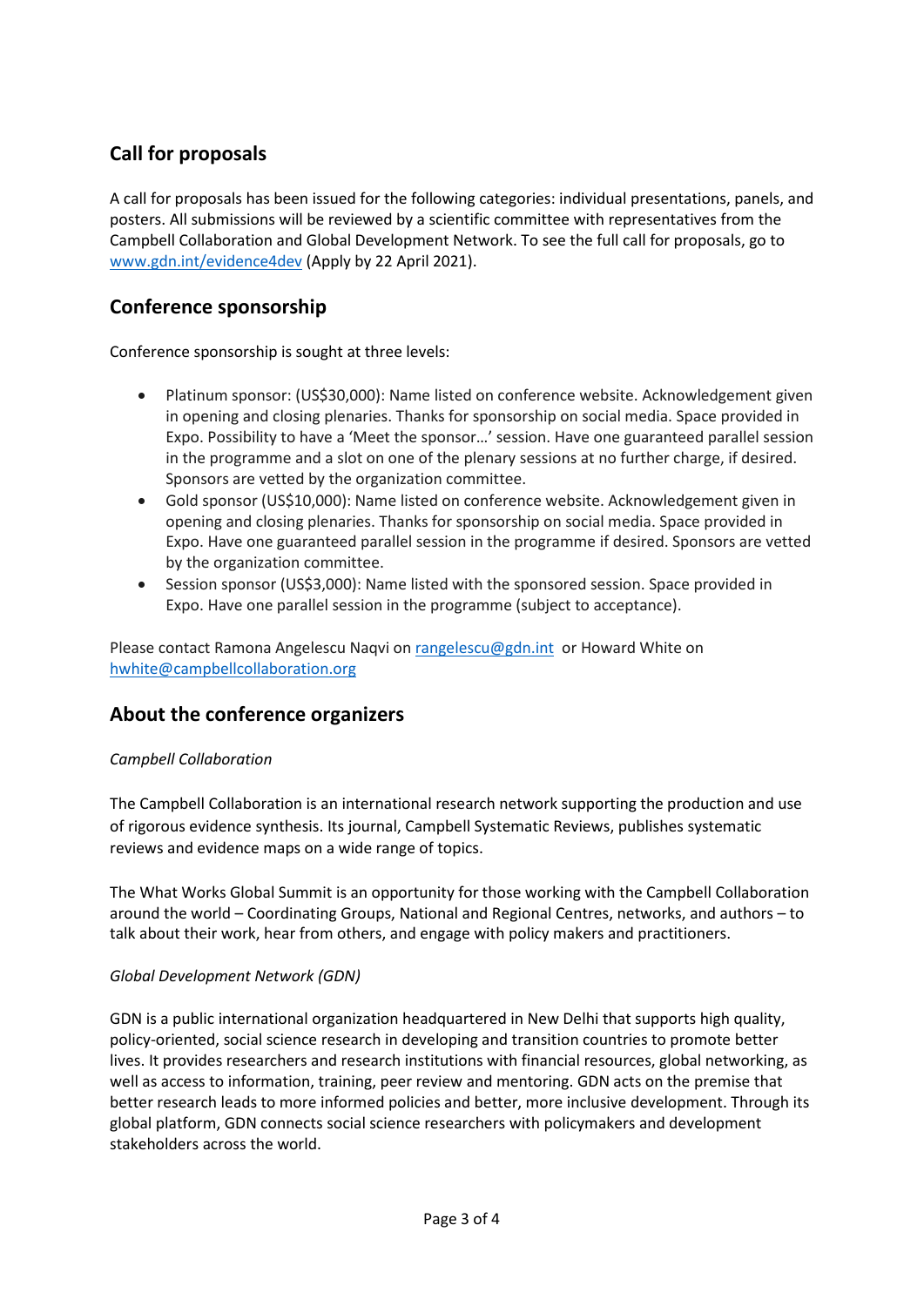## Call for proposals

A call for proposals has been issued for the following categories: individual presentations, panels, and posters. All submissions will be reviewed by a scientific committee with representatives from the Campbell Collaboration and Global Development Network. To see the full call for proposals, go to [www.gdn.int/evidence4dev](www.gdn.int/evidence4dev) (Apply by 22 April 2021).

## Conference sponsorship

Conference sponsorship is sought at three levels:

- Platinum sponsor: (US$30,000): Name listed on conference website. Acknowledgement given in opening and closing plenaries. Thanks for sponsorship on social media. Space provided in Expo. Possibility to have a 'Meet the sponsor…' session. Have one guaranteed parallel session in the programme and a slot on one of the plenary sessions at no further charge, if desired. Sponsors are vetted by the organization committee.
- Gold sponsor (US$10,000): Name listed on conference website. Acknowledgement given in opening and closing plenaries. Thanks for sponsorship on social media. Space provided in Expo. Have one guaranteed parallel session in the programme if desired. Sponsors are vetted by the organization committee.
- Session sponsor (US$3,000): Name listed with the sponsored session. Space provided in Expo. Have one parallel session in the programme (subject to acceptance).

Please contact Ramona Angelescu Naqvi on [rangelescu@gdn.int](mailto:rangelescu@gdn.int) or Howard White on [hwhite@campbellcollaboration.org](mailto:hwhite@campbellcollaboration.org)

## About the conference organizers

*Campbell Collaboration*

The Campbell Collaboration is an international research network supporting the production and use of rigorous evidence synthesis. Its journal, Campbell Systematic Reviews, publishes systematic reviews and evidence maps on a wide range of topics.

The What Works Global Summit is an opportunity for those working with the Campbell Collaboration around the world – Coordinating Groups, National and Regional Centres, networks, and authors – to talk about their work, hear from others, and engage with policy makers and practitioners.

*Global Development Network (GDN)*

GDN is a public international organization headquartered in New Delhi that supports high quality, policy-oriented, social science research in developing and transition countries to promote better lives. It provides researchers and research institutions with financial resources, global networking, as well as access to information, training, peer review and mentoring. GDN acts on the premise that better research leads to more informed policies and better, more inclusive development. Through its global platform, GDN connects social science researchers with policymakers and development stakeholders across the world.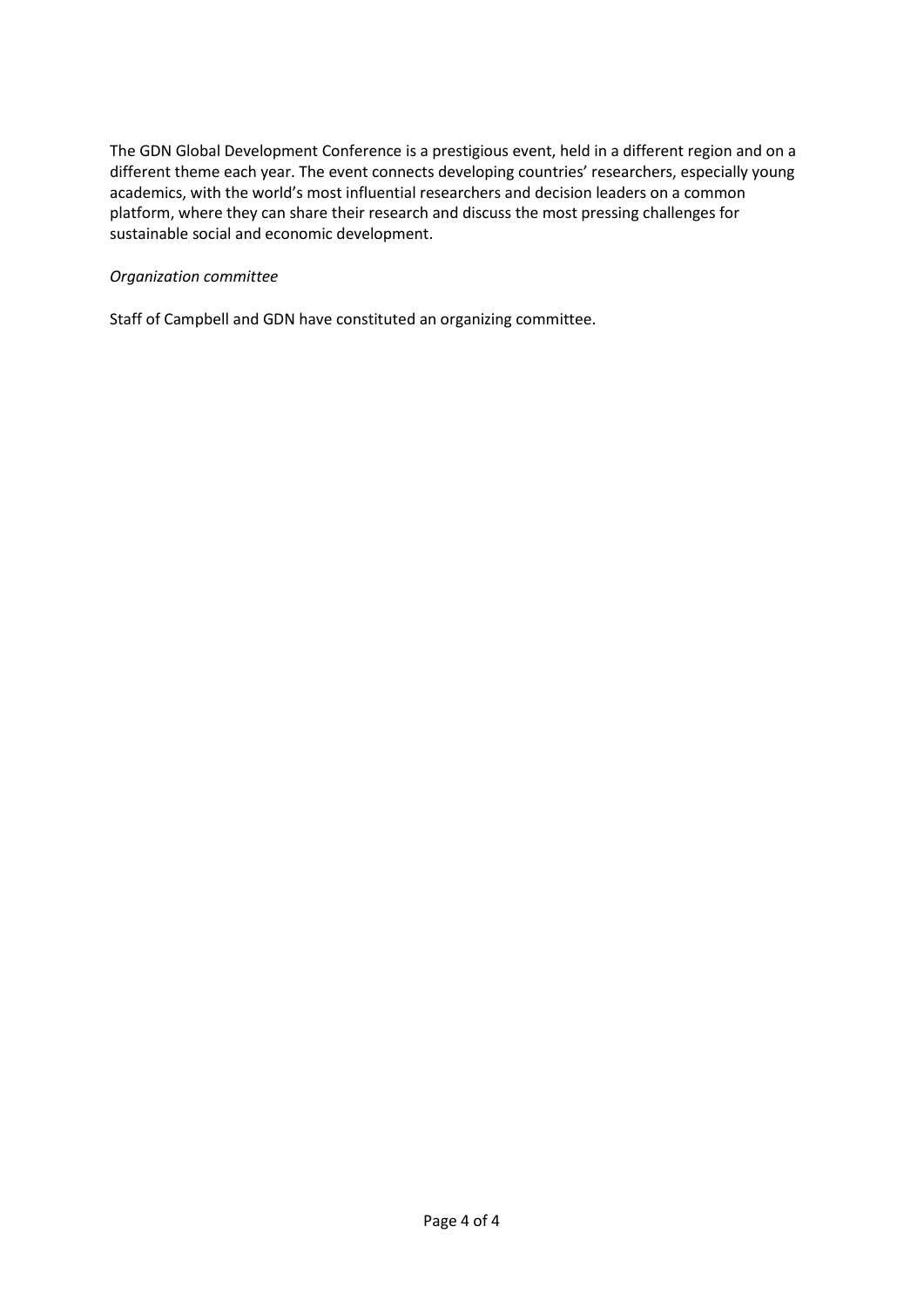The GDN Global Development Conference is a prestigious event, held in a different region and on a different theme each year. The event connects developing countries' researchers, especially young academics, with the world's most influential researchers and decision leaders on a common platform, where they can share their research and discuss the most pressing challenges for sustainable social and economic development.

*Organization committee*

Staff of Campbell and GDN have constituted an organizing committee.